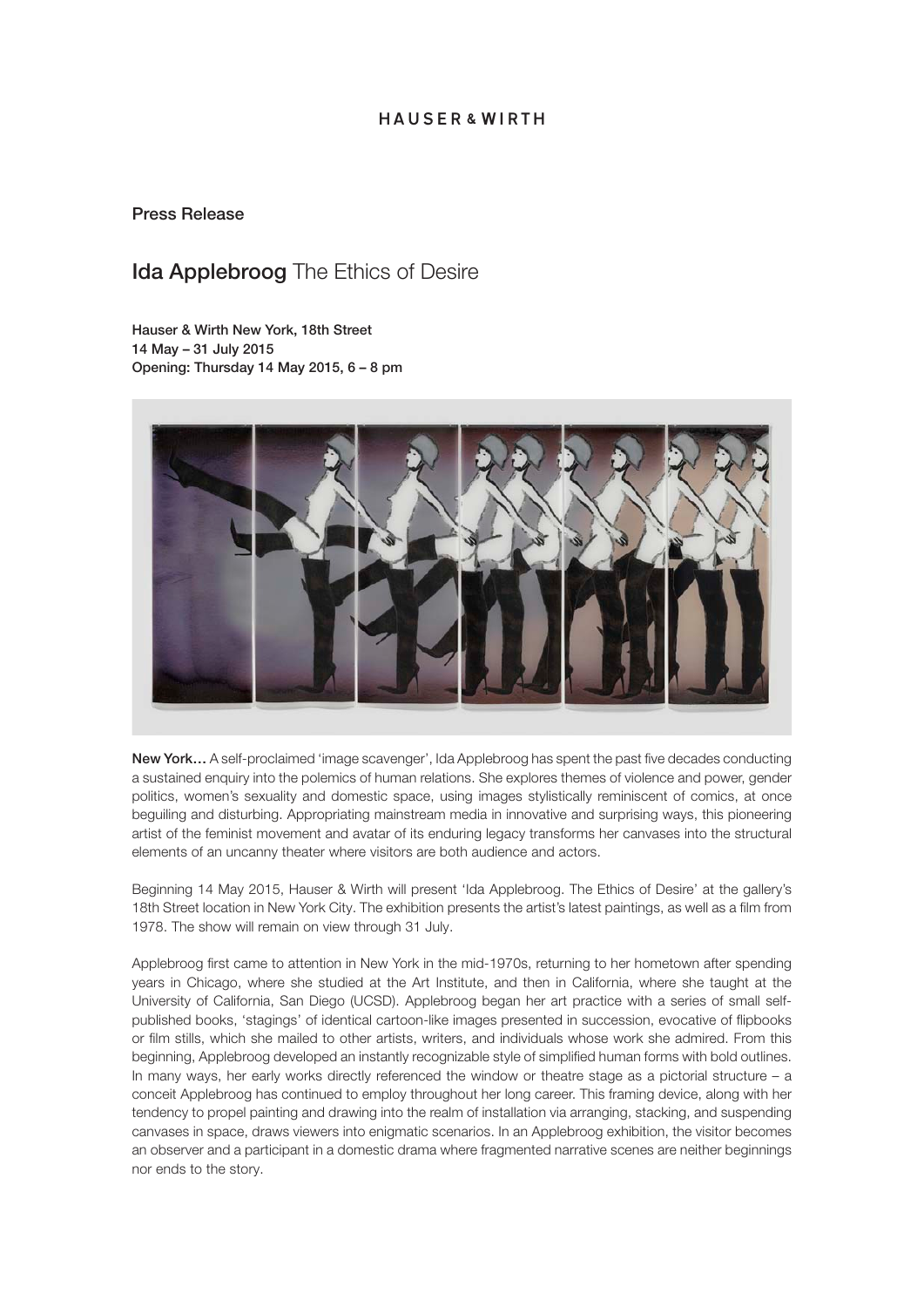HAUSER & WIRTH

Press Release

# **Ida Applebroog** The Ethics of Desire

**Hauser & Wirth New York, 18th Street**
**14 May – 31 July 2015**
**Opening: Thursday 14 May 2015, 6 – 8 pm**

**New York…** A self-proclaimed 'image scavenger', Ida Applebroog has spent the past five decades conducting a sustained enquiry into the polemics of human relations. She explores themes of violence and power, gender politics, women's sexuality and domestic space, using images stylistically reminiscent of comics, at once beguiling and disturbing. Appropriating mainstream media in innovative and surprising ways, this pioneering artist of the feminist movement and avatar of its enduring legacy transforms her canvases into the structural elements of an uncanny theater where visitors are both audience and actors.

Beginning 14 May 2015, Hauser & Wirth will present 'Ida Applebroog. The Ethics of Desire' at the gallery's 18th Street location in New York City. The exhibition presents the artist's latest paintings, as well as a film from 1978. The show will remain on view through 31 July.

Applebroog first came to attention in New York in the mid-1970s, returning to her hometown after spending years in Chicago, where she studied at the Art Institute, and then in California, where she taught at the University of California, San Diego (UCSD). Applebroog began her art practice with a series of small self-published books, 'stagings' of identical cartoon-like images presented in succession, evocative of flipbooks or film stills, which she mailed to other artists, writers, and individuals whose work she admired. From this beginning, Applebroog developed an instantly recognizable style of simplified human forms with bold outlines. In many ways, her early works directly referenced the window or theatre stage as a pictorial structure – a conceit Applebroog has continued to employ throughout her long career. This framing device, along with her tendency to propel painting and drawing into the realm of installation via arranging, stacking, and suspending canvases in space, draws viewers into enigmatic scenarios. In an Applebroog exhibition, the visitor becomes an observer and a participant in a domestic drama where fragmented narrative scenes are neither beginnings nor ends to the story.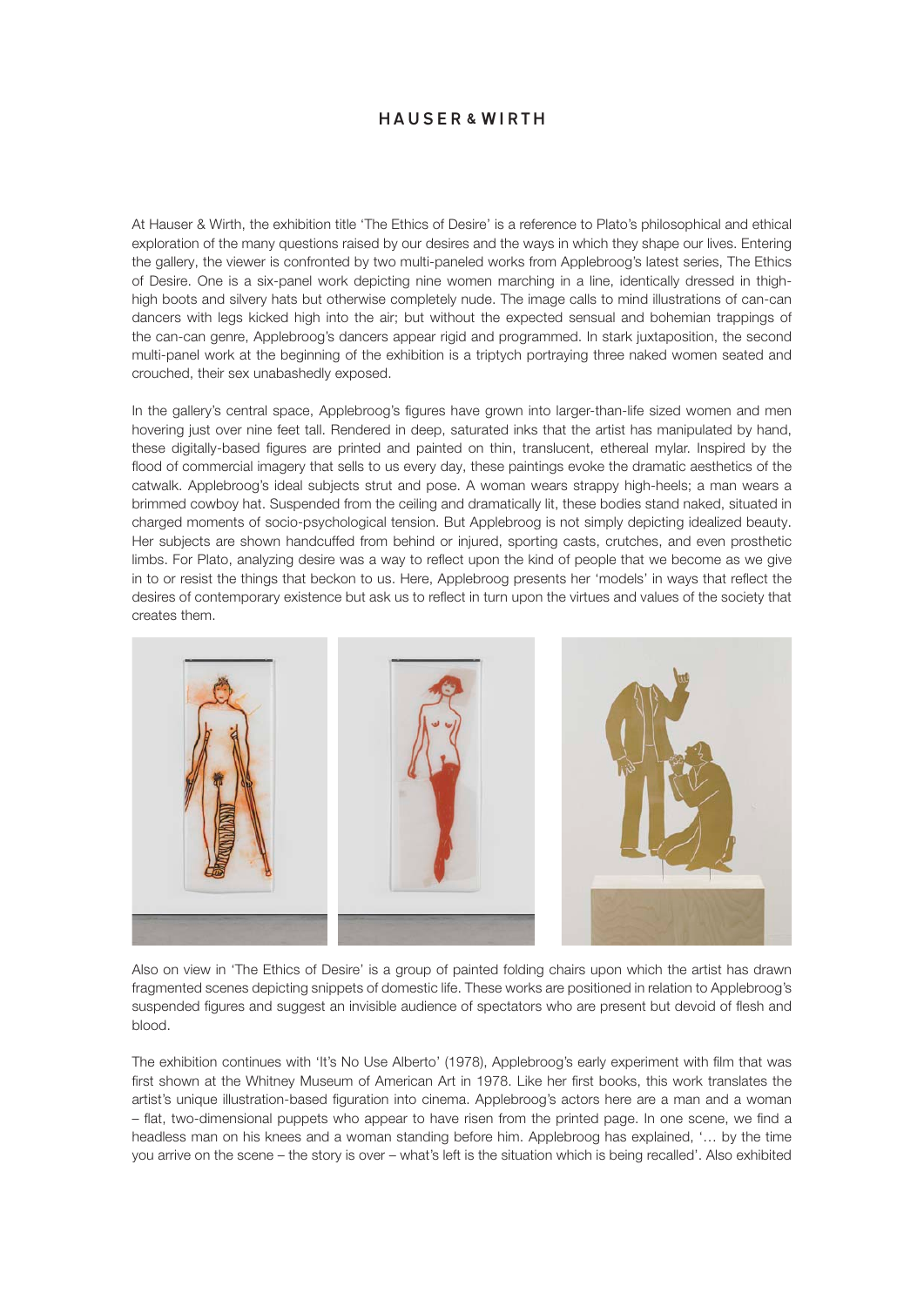At Hauser & Wirth, the exhibition title 'The Ethics of Desire' is a reference to Plato's philosophical and ethical exploration of the many questions raised by our desires and the ways in which they shape our lives. Entering the gallery, the viewer is confronted by two multi-paneled works from Applebroog's latest series, The Ethics of Desire. One is a six-panel work depicting nine women marching in a line, identically dressed in thigh-high boots and silvery hats but otherwise completely nude. The image calls to mind illustrations of can-can dancers with legs kicked high into the air; but without the expected sensual and bohemian trappings of the can-can genre, Applebroog's dancers appear rigid and programmed. In stark juxtaposition, the second multi-panel work at the beginning of the exhibition is a triptych portraying three naked women seated and crouched, their sex unabashedly exposed.

In the gallery's central space, Applebroog's figures have grown into larger-than-life sized women and men hovering just over nine feet tall. Rendered in deep, saturated inks that the artist has manipulated by hand, these digitally-based figures are printed and painted on thin, translucent, ethereal mylar. Inspired by the flood of commercial imagery that sells to us every day, these paintings evoke the dramatic aesthetics of the catwalk. Applebroog's ideal subjects strut and pose. A woman wears strappy high-heels; a man wears a brimmed cowboy hat. Suspended from the ceiling and dramatically lit, these bodies stand naked, situated in charged moments of socio-psychological tension. But Applebroog is not simply depicting idealized beauty. Her subjects are shown handcuffed from behind or injured, sporting casts, crutches, and even prosthetic limbs. For Plato, analyzing desire was a way to reflect upon the kind of people that we become as we give in to or resist the things that beckon to us. Here, Applebroog presents her 'models' in ways that reflect the desires of contemporary existence but ask us to reflect in turn upon the virtues and values of the society that creates them.

Also on view in 'The Ethics of Desire' is a group of painted folding chairs upon which the artist has drawn fragmented scenes depicting snippets of domestic life. These works are positioned in relation to Applebroog's suspended figures and suggest an invisible audience of spectators who are present but devoid of flesh and blood.

The exhibition continues with 'It's No Use Alberto' (1978), Applebroog's early experiment with film that was first shown at the Whitney Museum of American Art in 1978. Like her first books, this work translates the artist's unique illustration-based figuration into cinema. Applebroog's actors here are a man and a woman – flat, two-dimensional puppets who appear to have risen from the printed page. In one scene, we find a headless man on his knees and a woman standing before him. Applebroog has explained, '… by the time you arrive on the scene – the story is over – what's left is the situation which is being recalled'. Also exhibited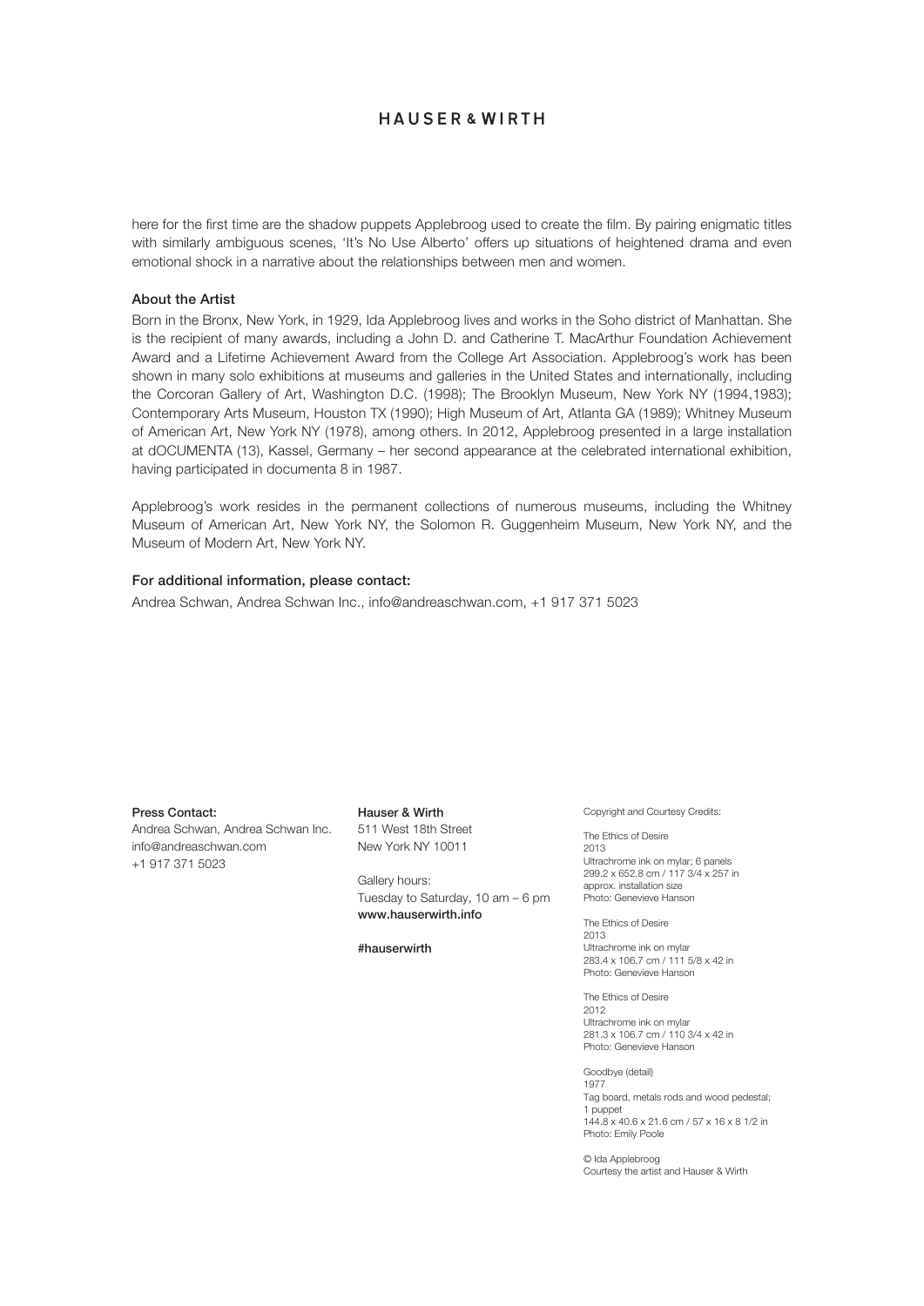here for the first time are the shadow puppets Applebroog used to create the film. By pairing enigmatic titles with similarly ambiguous scenes, 'It's No Use Alberto' offers up situations of heightened drama and even emotional shock in a narrative about the relationships between men and women.

**About the Artist**

Born in the Bronx, New York, in 1929, Ida Applebroog lives and works in the Soho district of Manhattan. She is the recipient of many awards, including a John D. and Catherine T. MacArthur Foundation Achievement Award and a Lifetime Achievement Award from the College Art Association. Applebroog's work has been shown in many solo exhibitions at museums and galleries in the United States and internationally, including the Corcoran Gallery of Art, Washington D.C. (1998); The Brooklyn Museum, New York NY (1994,1983); Contemporary Arts Museum, Houston TX (1990); High Museum of Art, Atlanta GA (1989); Whitney Museum of American Art, New York NY (1978), among others. In 2012, Applebroog presented in a large installation at dOCUMENTA (13), Kassel, Germany – her second appearance at the celebrated international exhibition, having participated in documenta 8 in 1987.

Applebroog's work resides in the permanent collections of numerous museums, including the Whitney Museum of American Art, New York NY, the Solomon R. Guggenheim Museum, New York NY, and the Museum of Modern Art, New York NY.

**For additional information, please contact:**

Andrea Schwan, Andrea Schwan Inc., info@andreaschwan.com, +1 917 371 5023

**Press Contact:**
Andrea Schwan, Andrea Schwan Inc.
info@andreaschwan.com
+1 917 371 5023

**Hauser & Wirth**
511 West 18th Street
New York NY 10011

Gallery hours:
Tuesday to Saturday, 10 am – 6 pm
**www.hauserwirth.info**

**#hauserwirth**

Copyright and Courtesy Credits:

The Ethics of Desire
2013
Ultrachrome ink on mylar; 6 panels
299.2 x 652.8 cm / 117 3/4 x 257 in
approx. installation size
Photo: Genevieve Hanson

The Ethics of Desire
2013
Ultrachrome ink on mylar
283.4 x 106.7 cm / 111 5/8 x 42 in
Photo: Genevieve Hanson

The Ethics of Desire
2012
Ultrachrome ink on mylar
281.3 x 106.7 cm / 110 3/4 x 42 in
Photo: Genevieve Hanson

Goodbye (detail)
1977
Tag board, metals rods and wood pedestal;
1 puppet
144.8 x 40.6 x 21.6 cm / 57 x 16 x 8 1/2 in
Photo: Emily Poole

© Ida Applebroog
Courtesy the artist and Hauser & Wirth